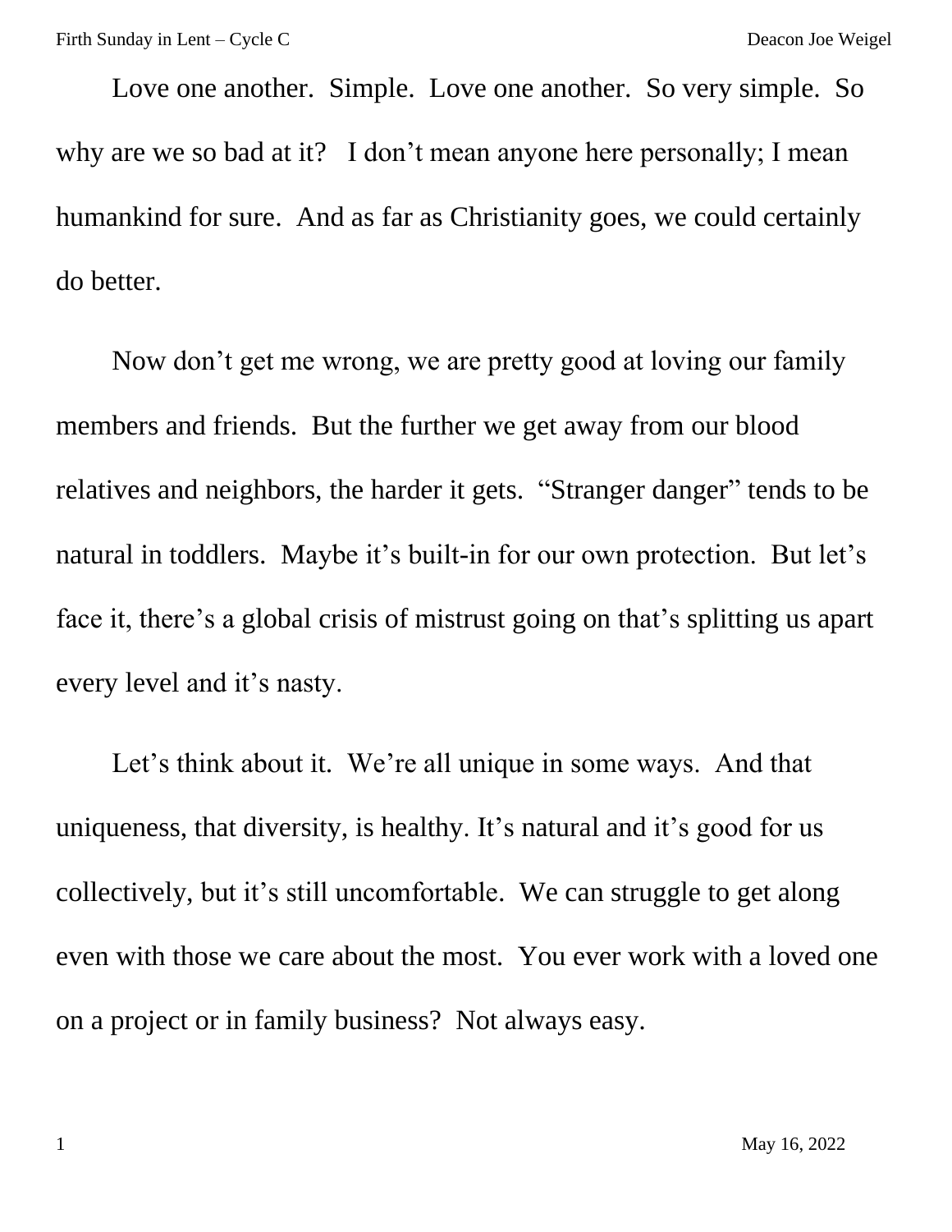Love one another. Simple. Love one another. So very simple. So why are we so bad at it? I don't mean anyone here personally; I mean humankind for sure. And as far as Christianity goes, we could certainly do better.

Now don't get me wrong, we are pretty good at loving our family members and friends. But the further we get away from our blood relatives and neighbors, the harder it gets. "Stranger danger" tends to be natural in toddlers. Maybe it's built-in for our own protection. But let's face it, there's a global crisis of mistrust going on that's splitting us apart every level and it's nasty.

Let's think about it. We're all unique in some ways. And that uniqueness, that diversity, is healthy. It's natural and it's good for us collectively, but it's still uncomfortable. We can struggle to get along even with those we care about the most. You ever work with a loved one on a project or in family business? Not always easy.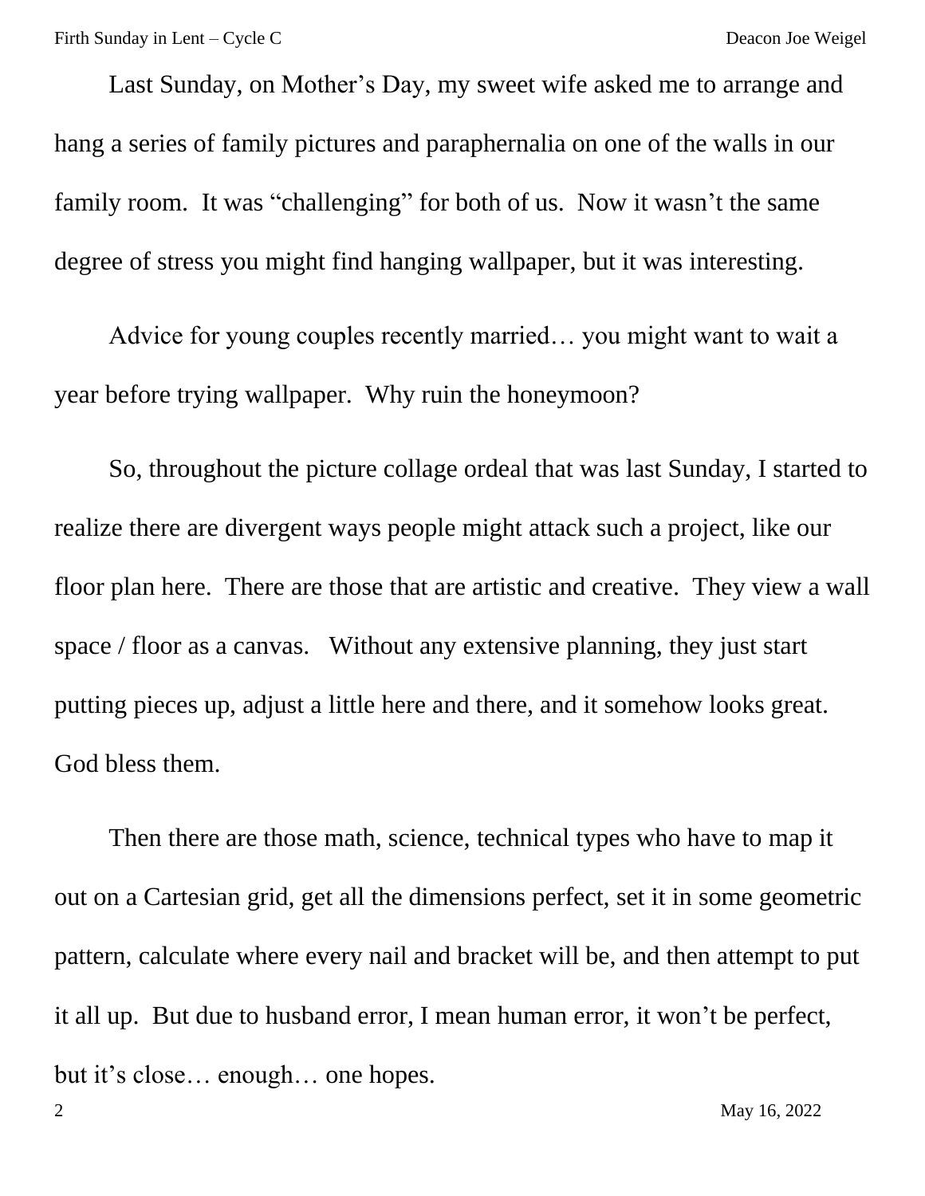Last Sunday, on Mother's Day, my sweet wife asked me to arrange and hang a series of family pictures and paraphernalia on one of the walls in our family room. It was "challenging" for both of us. Now it wasn't the same degree of stress you might find hanging wallpaper, but it was interesting.

Advice for young couples recently married… you might want to wait a year before trying wallpaper. Why ruin the honeymoon?

So, throughout the picture collage ordeal that was last Sunday, I started to realize there are divergent ways people might attack such a project, like our floor plan here. There are those that are artistic and creative. They view a wall space / floor as a canvas. Without any extensive planning, they just start putting pieces up, adjust a little here and there, and it somehow looks great. God bless them.

Then there are those math, science, technical types who have to map it out on a Cartesian grid, get all the dimensions perfect, set it in some geometric pattern, calculate where every nail and bracket will be, and then attempt to put it all up. But due to husband error, I mean human error, it won't be perfect, but it's close… enough… one hopes.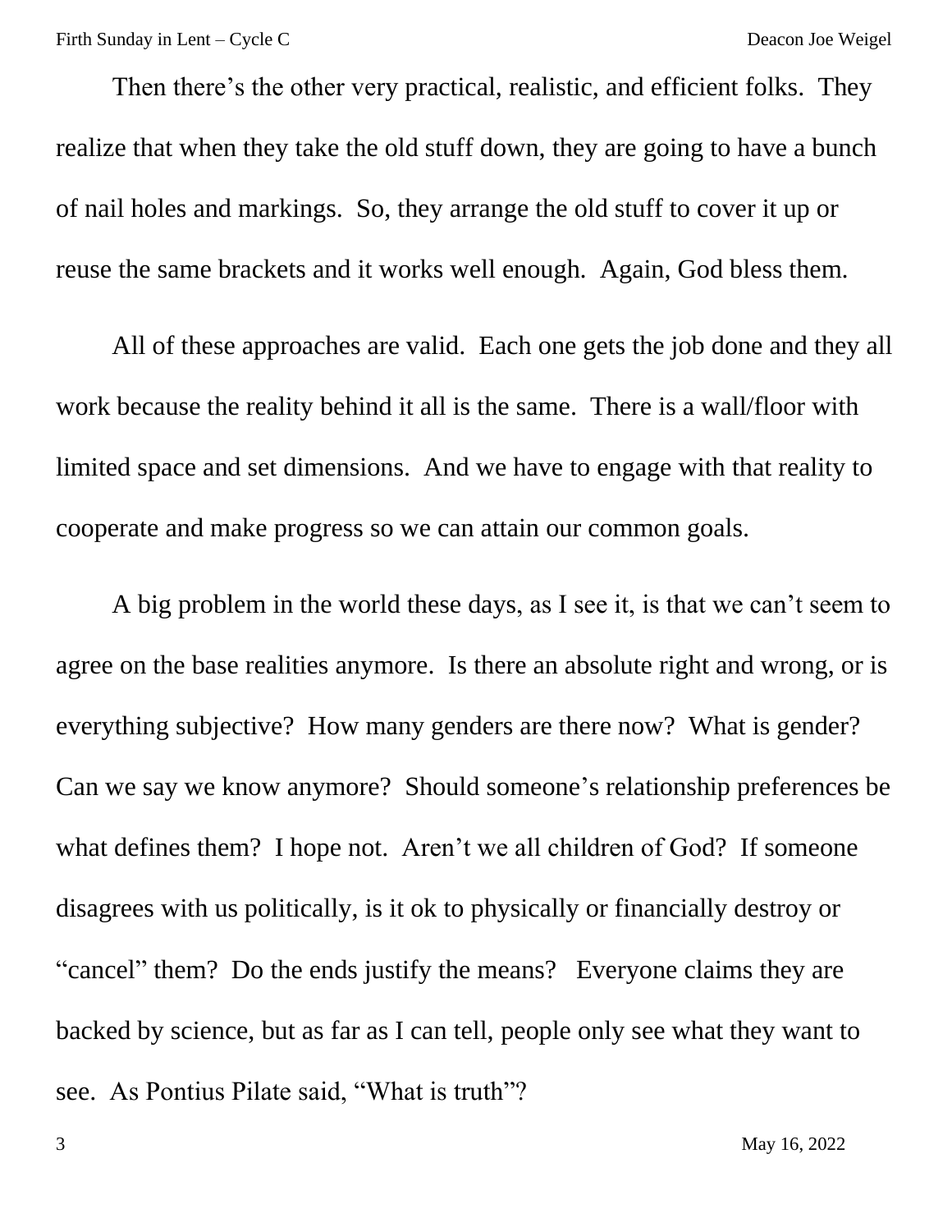Then there's the other very practical, realistic, and efficient folks. They realize that when they take the old stuff down, they are going to have a bunch of nail holes and markings. So, they arrange the old stuff to cover it up or reuse the same brackets and it works well enough. Again, God bless them.

All of these approaches are valid. Each one gets the job done and they all work because the reality behind it all is the same. There is a wall/floor with limited space and set dimensions. And we have to engage with that reality to cooperate and make progress so we can attain our common goals.

A big problem in the world these days, as I see it, is that we can't seem to agree on the base realities anymore. Is there an absolute right and wrong, or is everything subjective? How many genders are there now? What is gender? Can we say we know anymore? Should someone's relationship preferences be what defines them? I hope not. Aren't we all children of God? If someone disagrees with us politically, is it ok to physically or financially destroy or "cancel" them? Do the ends justify the means? Everyone claims they are backed by science, but as far as I can tell, people only see what they want to see. As Pontius Pilate said, "What is truth"?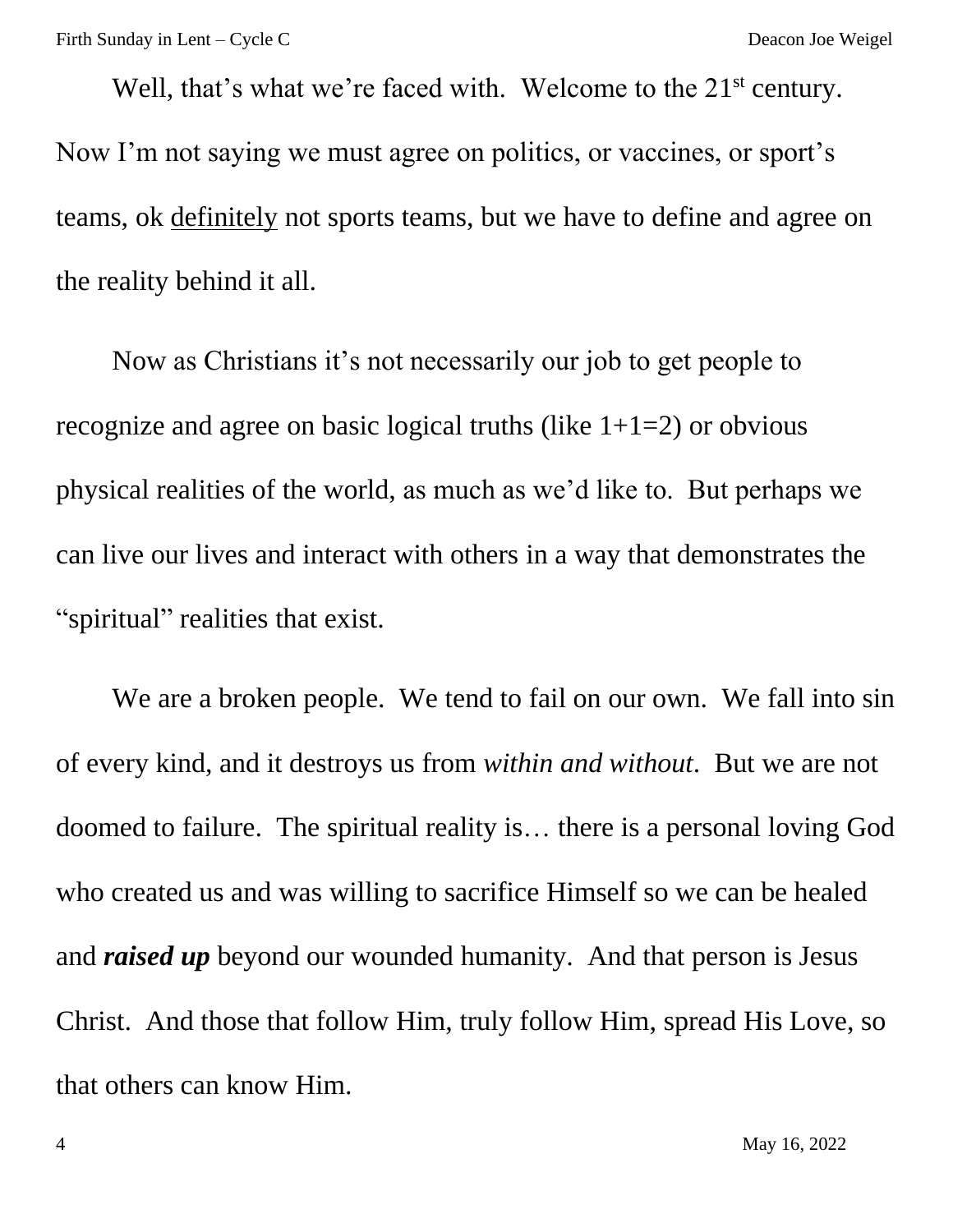Well, that's what we're faced with. Welcome to the 21st century. Now I'm not saying we must agree on politics, or vaccines, or sport's teams, ok <u>definitely</u> not sports teams, but we have to define and agree on the reality behind it all.

Now as Christians it's not necessarily our job to get people to recognize and agree on basic logical truths (like 1+1=2) or obvious physical realities of the world, as much as we'd like to. But perhaps we can live our lives and interact with others in a way that demonstrates the "spiritual" realities that exist.

We are a broken people. We tend to fail on our own. We fall into sin of every kind, and it destroys us from *within and without*. But we are not doomed to failure. The spiritual reality is… there is a personal loving God who created us and was willing to sacrifice Himself so we can be healed and ***raised up*** beyond our wounded humanity. And that person is Jesus Christ. And those that follow Him, truly follow Him, spread His Love, so that others can know Him.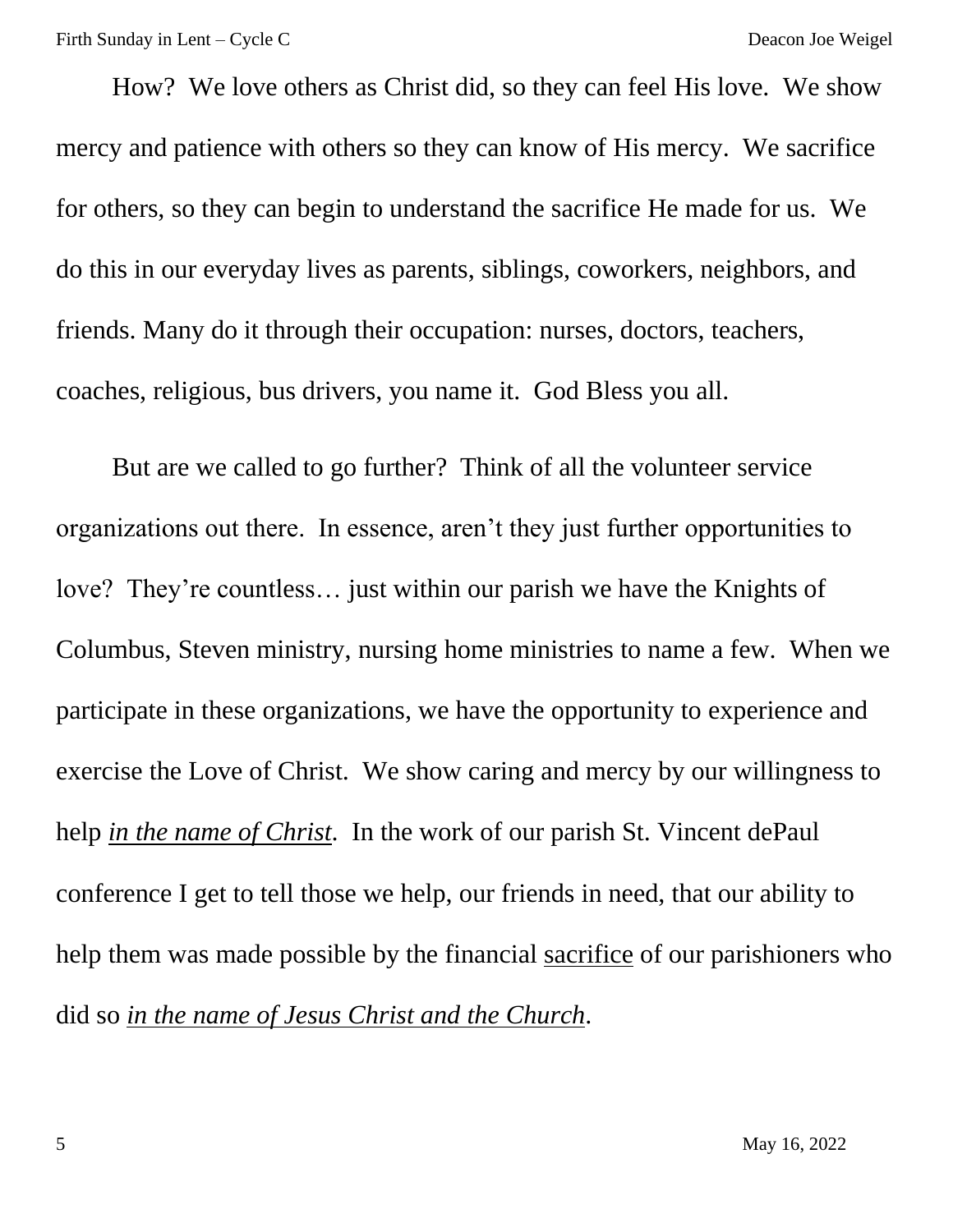How? We love others as Christ did, so they can feel His love. We show mercy and patience with others so they can know of His mercy. We sacrifice for others, so they can begin to understand the sacrifice He made for us. We do this in our everyday lives as parents, siblings, coworkers, neighbors, and friends. Many do it through their occupation: nurses, doctors, teachers, coaches, religious, bus drivers, you name it. God Bless you all.

But are we called to go further? Think of all the volunteer service organizations out there. In essence, aren't they just further opportunities to love? They're countless… just within our parish we have the Knights of Columbus, Steven ministry, nursing home ministries to name a few. When we participate in these organizations, we have the opportunity to experience and exercise the Love of Christ. We show caring and mercy by our willingness to help ***in the name of Christ***. In the work of our parish St. Vincent dePaul conference I get to tell those we help, our friends in need, that our ability to help them was made possible by the financial sacrifice of our parishioners who did so ***in the name of Jesus Christ and the Church***.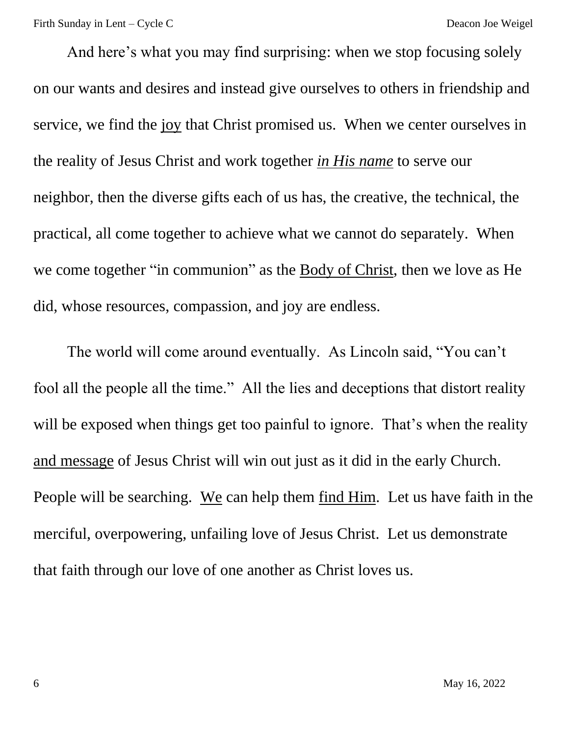And here's what you may find surprising: when we stop focusing solely on our wants and desires and instead give ourselves to others in friendship and service, we find the <u>joy</u> that Christ promised us. When we center ourselves in the reality of Jesus Christ and work together ***<u>in His name</u>*** to serve our neighbor, then the diverse gifts each of us has, the creative, the technical, the practical, all come together to achieve what we cannot do separately. When we come together "in communion" as the <u>Body of Christ</u>, then we love as He did, whose resources, compassion, and joy are endless.

The world will come around eventually. As Lincoln said, "You can't fool all the people all the time." All the lies and deceptions that distort reality will be exposed when things get too painful to ignore. That's when the reality <u>and message</u> of Jesus Christ will win out just as it did in the early Church. People will be searching. <u>We</u> can help them <u>find Him</u>. Let us have faith in the merciful, overpowering, unfailing love of Jesus Christ. Let us demonstrate that faith through our love of one another as Christ loves us.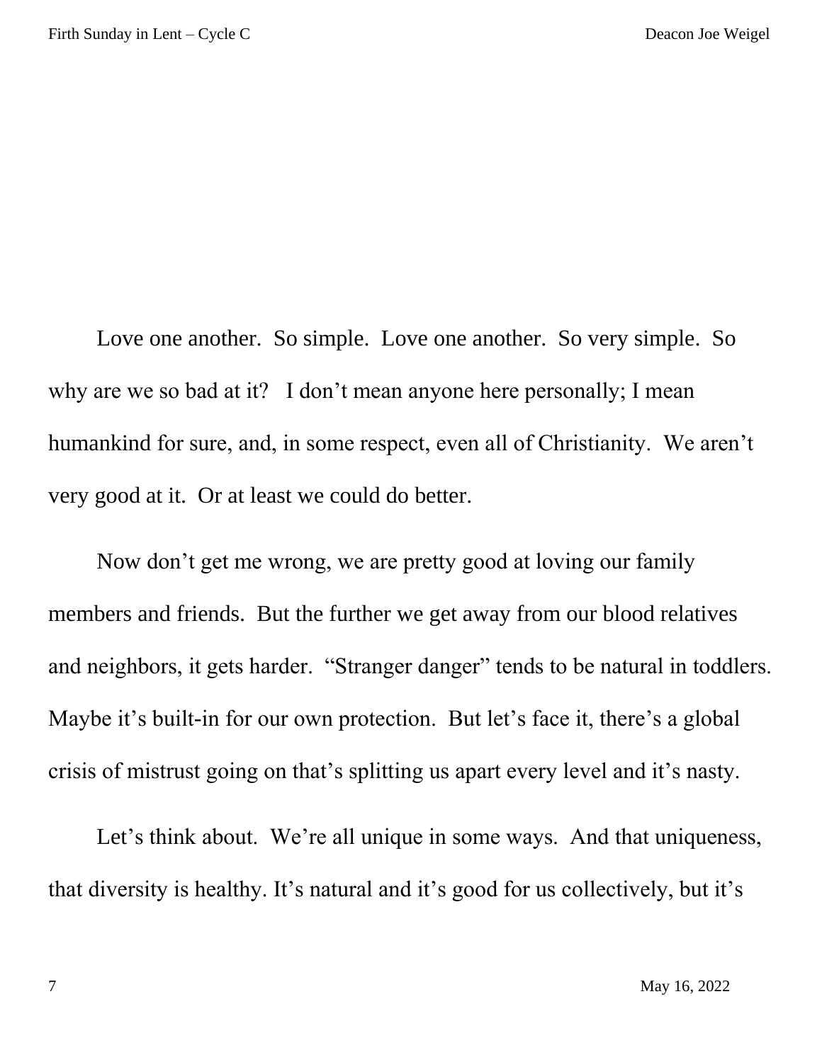Love one another. So simple. Love one another. So very simple. So why are we so bad at it? I don't mean anyone here personally; I mean humankind for sure, and, in some respect, even all of Christianity. We aren't very good at it. Or at least we could do better.

Now don't get me wrong, we are pretty good at loving our family members and friends. But the further we get away from our blood relatives and neighbors, it gets harder. "Stranger danger" tends to be natural in toddlers. Maybe it's built-in for our own protection. But let's face it, there's a global crisis of mistrust going on that's splitting us apart every level and it's nasty.

Let's think about. We're all unique in some ways. And that uniqueness, that diversity is healthy. It's natural and it's good for us collectively, but it's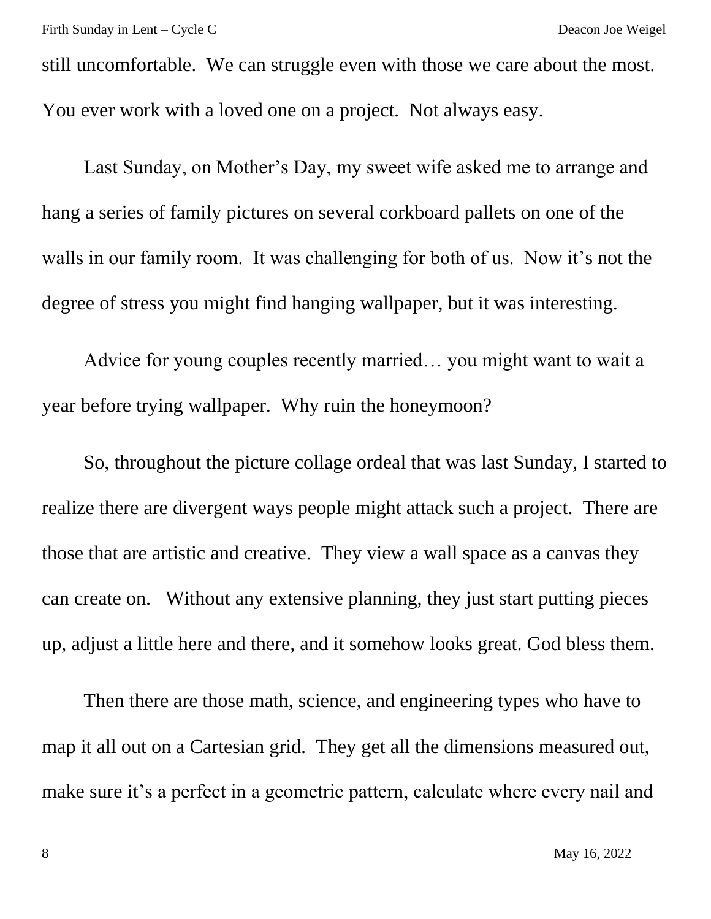still uncomfortable. We can struggle even with those we care about the most. You ever work with a loved one on a project. Not always easy.

Last Sunday, on Mother's Day, my sweet wife asked me to arrange and hang a series of family pictures on several corkboard pallets on one of the walls in our family room. It was challenging for both of us. Now it's not the degree of stress you might find hanging wallpaper, but it was interesting.

Advice for young couples recently married… you might want to wait a year before trying wallpaper. Why ruin the honeymoon?

So, throughout the picture collage ordeal that was last Sunday, I started to realize there are divergent ways people might attack such a project. There are those that are artistic and creative. They view a wall space as a canvas they can create on. Without any extensive planning, they just start putting pieces up, adjust a little here and there, and it somehow looks great. God bless them.

Then there are those math, science, and engineering types who have to map it all out on a Cartesian grid. They get all the dimensions measured out, make sure it's a perfect in a geometric pattern, calculate where every nail and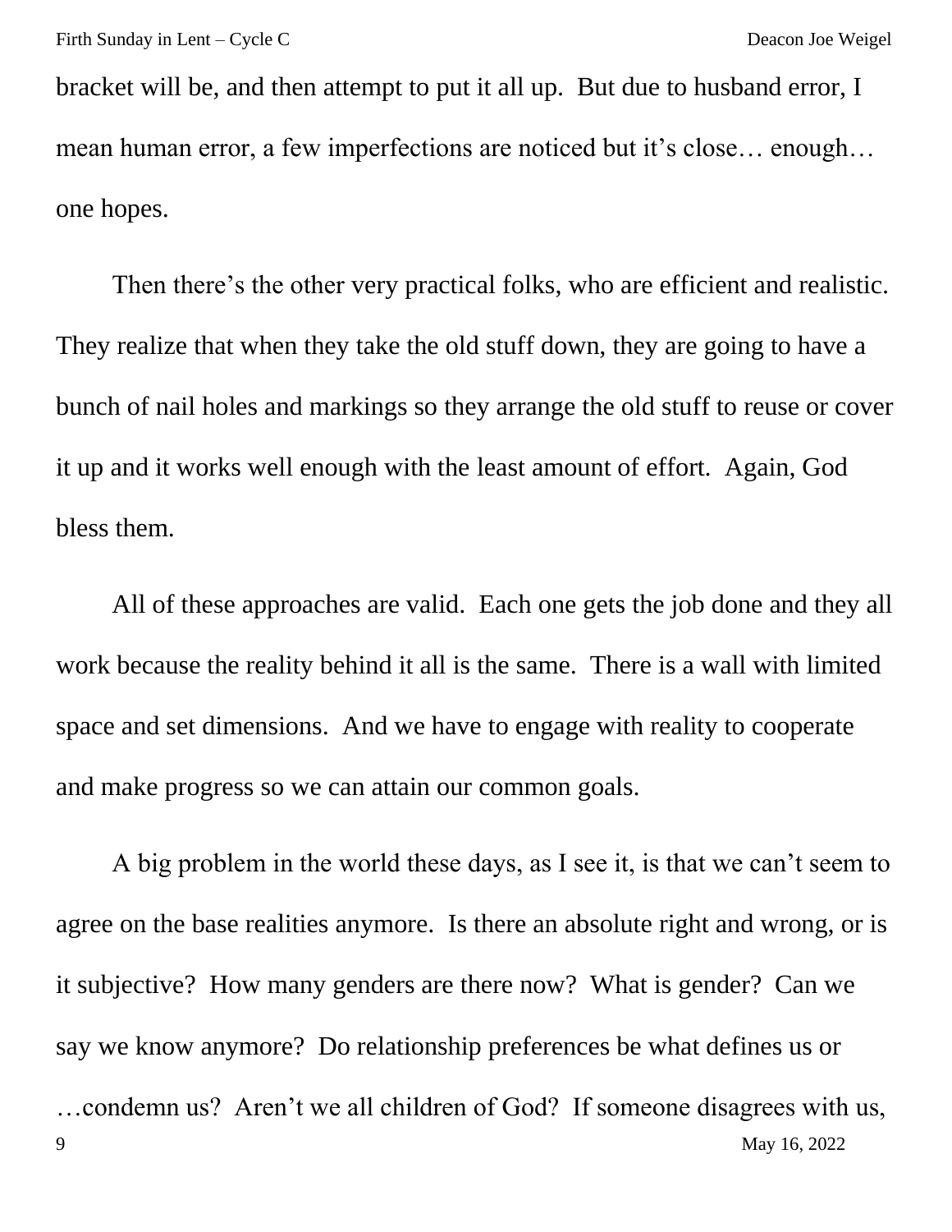bracket will be, and then attempt to put it all up. But due to husband error, I mean human error, a few imperfections are noticed but it's close… enough… one hopes.

Then there's the other very practical folks, who are efficient and realistic. They realize that when they take the old stuff down, they are going to have a bunch of nail holes and markings so they arrange the old stuff to reuse or cover it up and it works well enough with the least amount of effort. Again, God bless them.

All of these approaches are valid. Each one gets the job done and they all work because the reality behind it all is the same. There is a wall with limited space and set dimensions. And we have to engage with reality to cooperate and make progress so we can attain our common goals.

A big problem in the world these days, as I see it, is that we can't seem to agree on the base realities anymore. Is there an absolute right and wrong, or is it subjective? How many genders are there now? What is gender? Can we say we know anymore? Do relationship preferences be what defines us or …condemn us? Aren't we all children of God? If someone disagrees with us,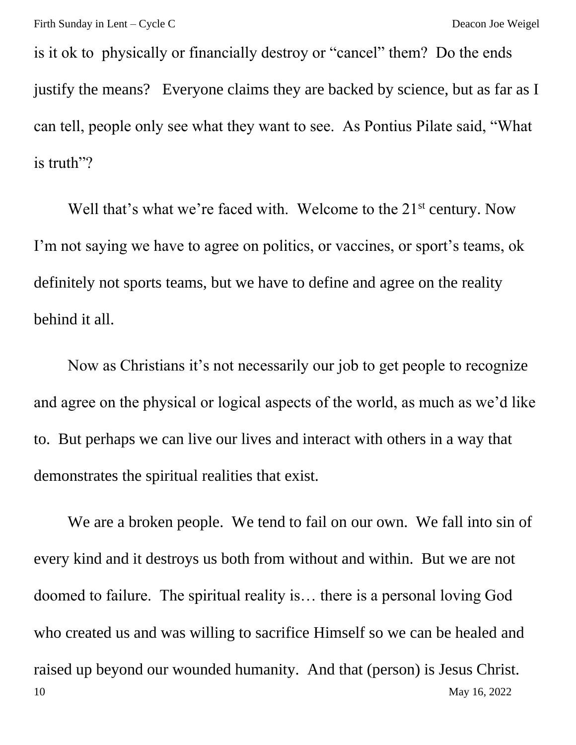is it ok to physically or financially destroy or “cancel” them? Do the ends justify the means? Everyone claims they are backed by science, but as far as I can tell, people only see what they want to see. As Pontius Pilate said, “What is truth”?

Well that’s what we’re faced with. Welcome to the 21st century. Now I’m not saying we have to agree on politics, or vaccines, or sport’s teams, ok definitely not sports teams, but we have to define and agree on the reality behind it all.

Now as Christians it’s not necessarily our job to get people to recognize and agree on the physical or logical aspects of the world, as much as we’d like to. But perhaps we can live our lives and interact with others in a way that demonstrates the spiritual realities that exist.

We are a broken people. We tend to fail on our own. We fall into sin of every kind and it destroys us both from without and within. But we are not doomed to failure. The spiritual reality is… there is a personal loving God who created us and was willing to sacrifice Himself so we can be healed and raised up beyond our wounded humanity. And that (person) is Jesus Christ.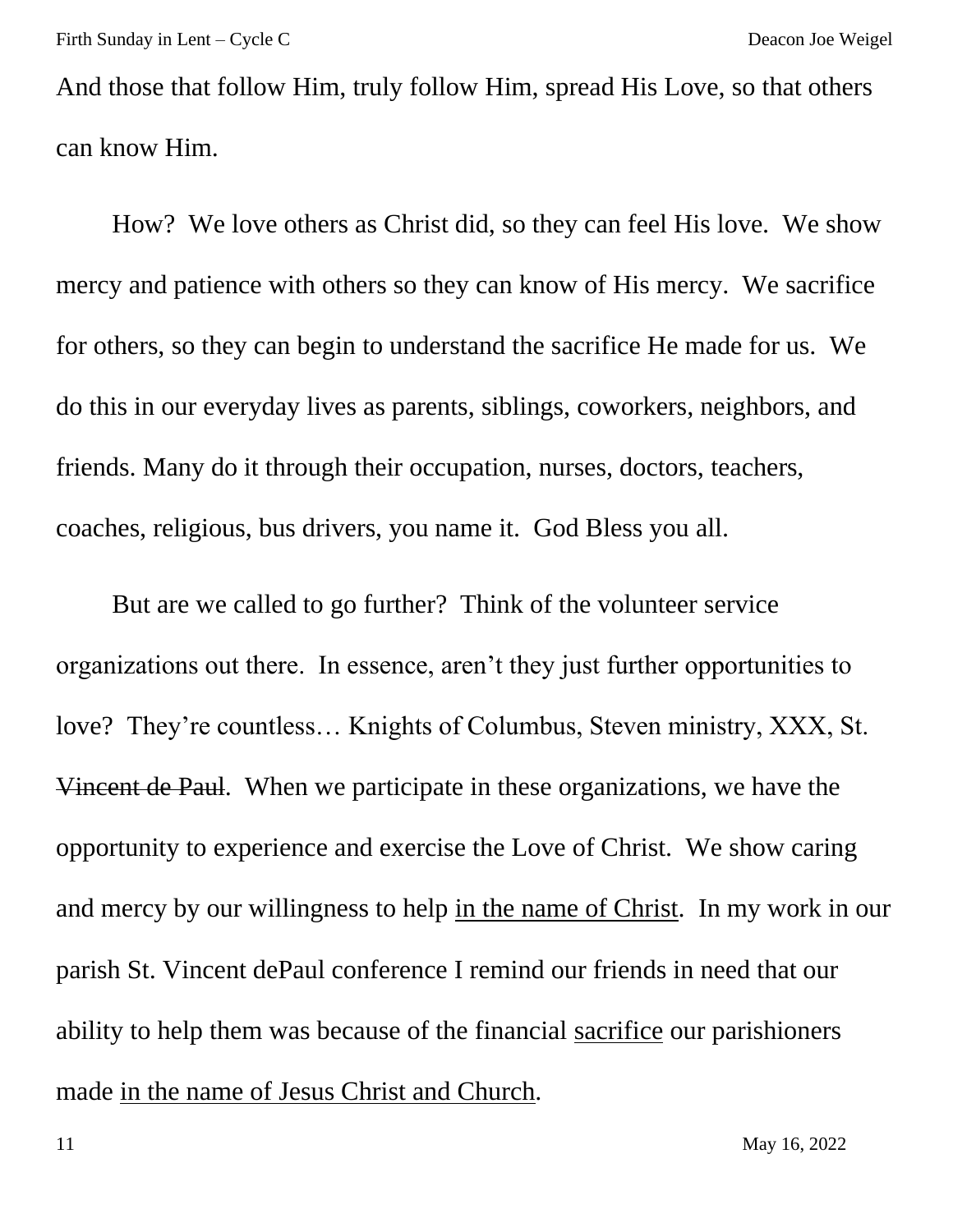And those that follow Him, truly follow Him, spread His Love, so that others can know Him.

How? We love others as Christ did, so they can feel His love. We show mercy and patience with others so they can know of His mercy. We sacrifice for others, so they can begin to understand the sacrifice He made for us. We do this in our everyday lives as parents, siblings, coworkers, neighbors, and friends. Many do it through their occupation, nurses, doctors, teachers, coaches, religious, bus drivers, you name it. God Bless you all.

But are we called to go further? Think of the volunteer service organizations out there. In essence, aren't they just further opportunities to love? They're countless… Knights of Columbus, Steven ministry, XXX, St. ~~Vincent de Paul~~. When we participate in these organizations, we have the opportunity to experience and exercise the Love of Christ. We show caring and mercy by our willingness to help <u>in the name of Christ</u>. In my work in our parish St. Vincent dePaul conference I remind our friends in need that our ability to help them was because of the financial <u>sacrifice</u> our parishioners made <u>in the name of Jesus Christ and Church</u>.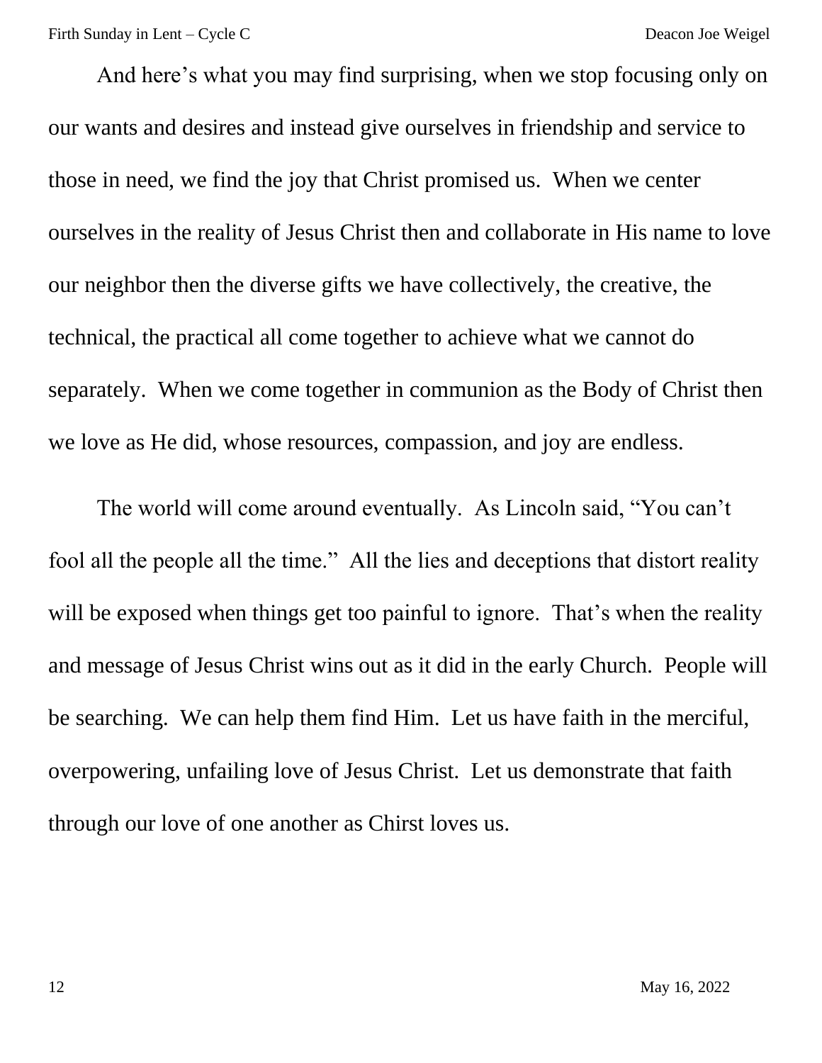And here's what you may find surprising, when we stop focusing only on our wants and desires and instead give ourselves in friendship and service to those in need, we find the joy that Christ promised us. When we center ourselves in the reality of Jesus Christ then and collaborate in His name to love our neighbor then the diverse gifts we have collectively, the creative, the technical, the practical all come together to achieve what we cannot do separately. When we come together in communion as the Body of Christ then we love as He did, whose resources, compassion, and joy are endless.

The world will come around eventually. As Lincoln said, "You can't fool all the people all the time." All the lies and deceptions that distort reality will be exposed when things get too painful to ignore. That's when the reality and message of Jesus Christ wins out as it did in the early Church. People will be searching. We can help them find Him. Let us have faith in the merciful, overpowering, unfailing love of Jesus Christ. Let us demonstrate that faith through our love of one another as Chirst loves us.